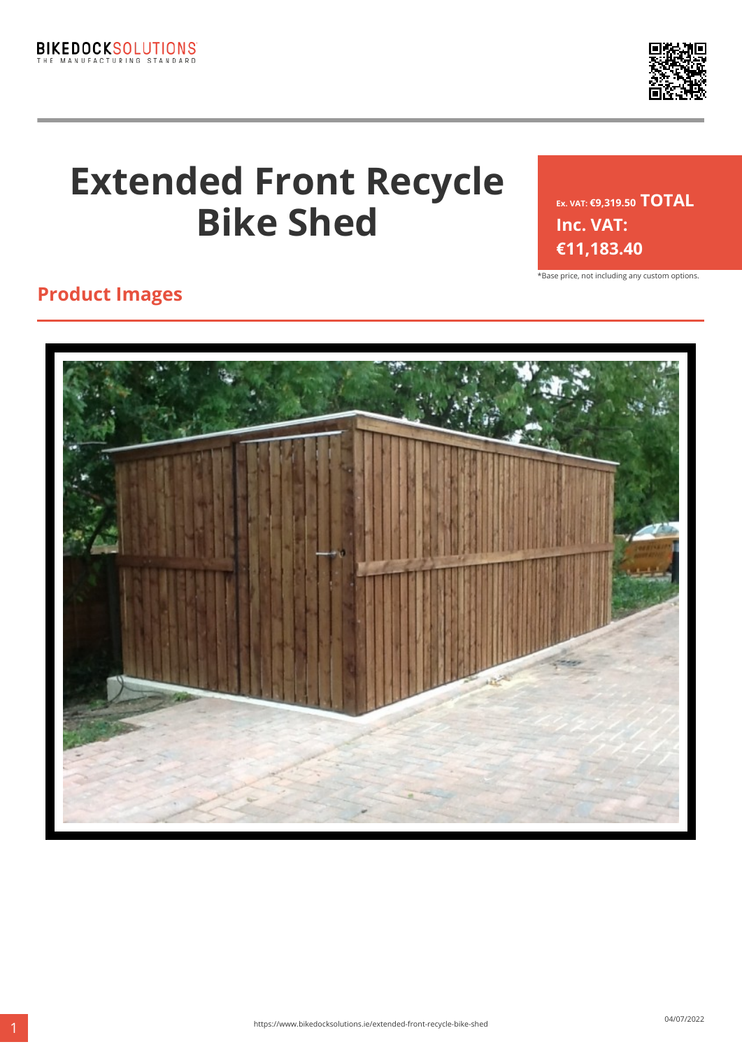BIKEDOCKSOLUTIONS
THE MANUFACTURING STANDARD

# Extended Front Recycle Bike Shed

Ex. VAT: €9,319.50 **TOTAL Inc. VAT: €11,183.40**

*Base price, not including any custom options.

## Product Images

https://www.bikedocksolutions.ie/extended-front-recycle-bike-shed

04/07/2022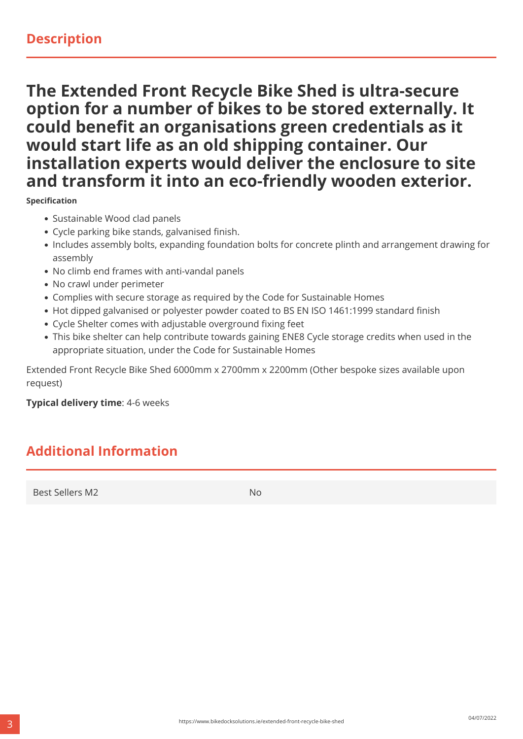## Description

# The Extended Front Recycle Bike Shed is ultra-secure option for a number of bikes to be stored externally. It could benefit an organisations green credentials as it would start life as an old shipping container. Our installation experts would deliver the enclosure to site and transform it into an eco-friendly wooden exterior.

**Specification**

- Sustainable Wood clad panels
- Cycle parking bike stands, galvanised finish.
- Includes assembly bolts, expanding foundation bolts for concrete plinth and arrangement drawing for assembly
- No climb end frames with anti-vandal panels
- No crawl under perimeter
- Complies with secure storage as required by the Code for Sustainable Homes
- Hot dipped galvanised or polyester powder coated to BS EN ISO 1461:1999 standard finish
- Cycle Shelter comes with adjustable overground fixing feet
- This bike shelter can help contribute towards gaining ENE8 Cycle storage credits when used in the appropriate situation, under the Code for Sustainable Homes

Extended Front Recycle Bike Shed 6000mm x 2700mm x 2200mm (Other bespoke sizes available upon request)

**Typical delivery time**: 4-6 weeks

## Additional Information

| Best Sellers M2 | No |
|---|---|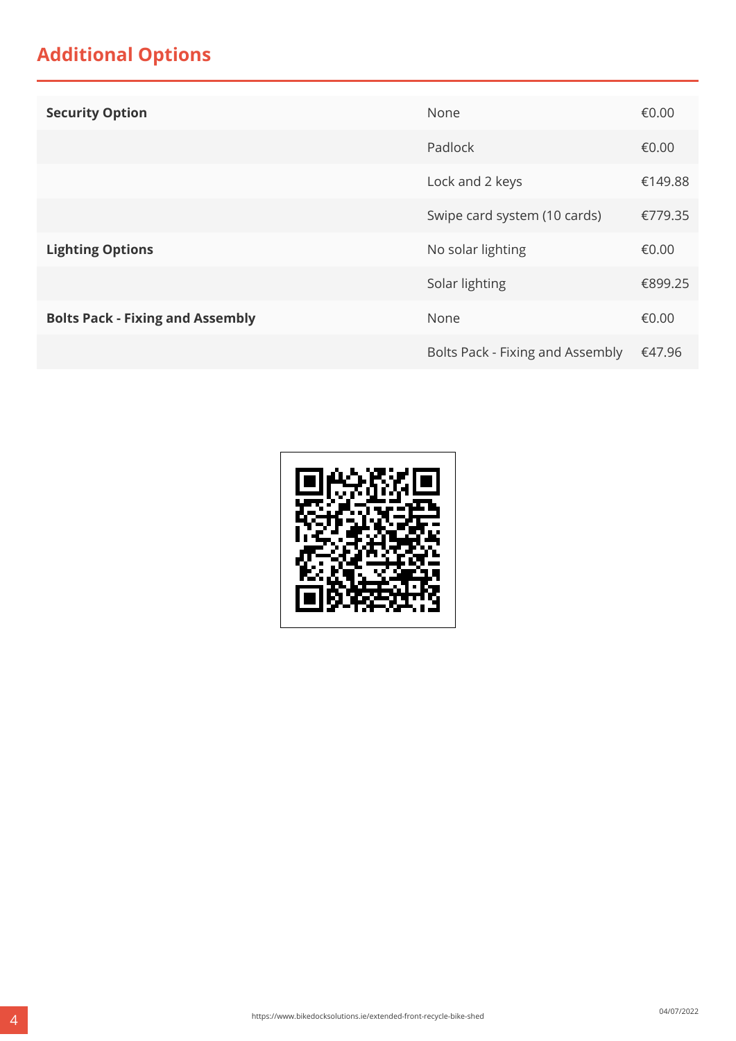## Additional Options

| | | |
|---|---|---|
| **Security Option** | None | €0.00 |
| | Padlock | €0.00 |
| | Lock and 2 keys | €149.88 |
| | Swipe card system (10 cards) | €779.35 |
| **Lighting Options** | No solar lighting | €0.00 |
| | Solar lighting | €899.25 |
| **Bolts Pack - Fixing and Assembly** | None | €0.00 |
| | Bolts Pack - Fixing and Assembly | €47.96 |